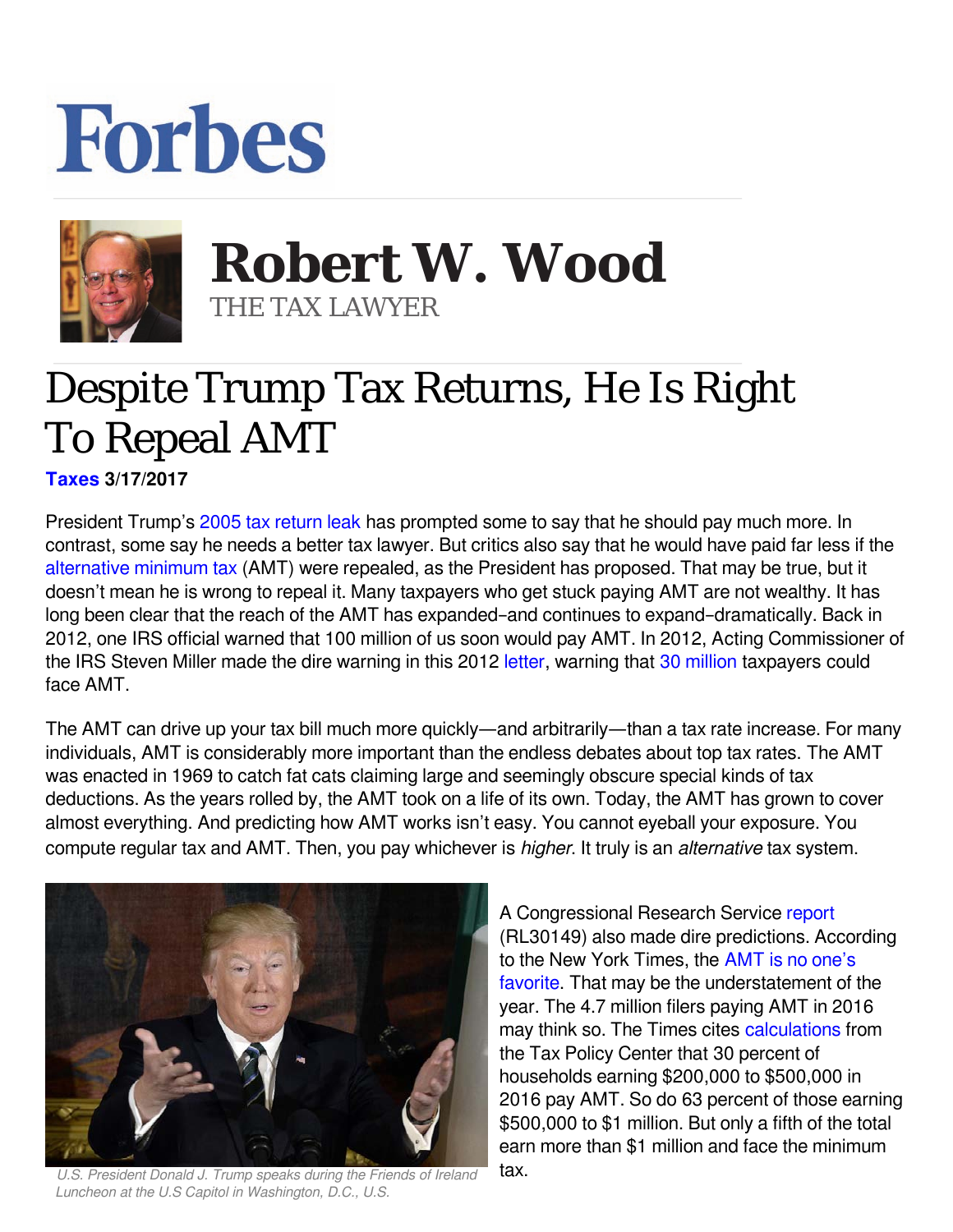# Forbes

# Robert W. Wood

THE TAX LAWYER

# Despite Trump Tax Returns, He Is Right To Repeal AMT

**Taxes 3/17/2017**

President Trump's 2005 tax return leak has prompted some to say that he should pay much more. In contrast, some say he needs a better tax lawyer. But critics also say that he would have paid far less if the alternative minimum tax (AMT) were repealed, as the President has proposed. That may be true, but it doesn't mean he is wrong to repeal it. Many taxpayers who get stuck paying AMT are not wealthy. It has long been clear that the reach of the AMT has expanded–and continues to expand–dramatically. Back in 2012, one IRS official warned that 100 million of us soon would pay AMT. In 2012, Acting Commissioner of the IRS Steven Miller made the dire warning in this 2012 letter, warning that 30 million taxpayers could face AMT.

The AMT can drive up your tax bill much more quickly—and arbitrarily—than a tax rate increase. For many individuals, AMT is considerably more important than the endless debates about top tax rates. The AMT was enacted in 1969 to catch fat cats claiming large and seemingly obscure special kinds of tax deductions. As the years rolled by, the AMT took on a life of its own. Today, the AMT has grown to cover almost everything. And predicting how AMT works isn't easy. You cannot eyeball your exposure. You compute regular tax and AMT. Then, you pay whichever is *higher*. It truly is an *alternative* tax system.

*U.S. President Donald J. Trump speaks during the Friends of Ireland Luncheon at the U.S Capitol in Washington, D.C., U.S.*

A Congressional Research Service report (RL30149) also made dire predictions. According to the New York Times, the AMT is no one's favorite. That may be the understatement of the year. The 4.7 million filers paying AMT in 2016 may think so. The Times cites calculations from the Tax Policy Center that 30 percent of households earning \$200,000 to \$500,000 in 2016 pay AMT. So do 63 percent of those earning \$500,000 to \$1 million. But only a fifth of the total earn more than \$1 million and face the minimum tax.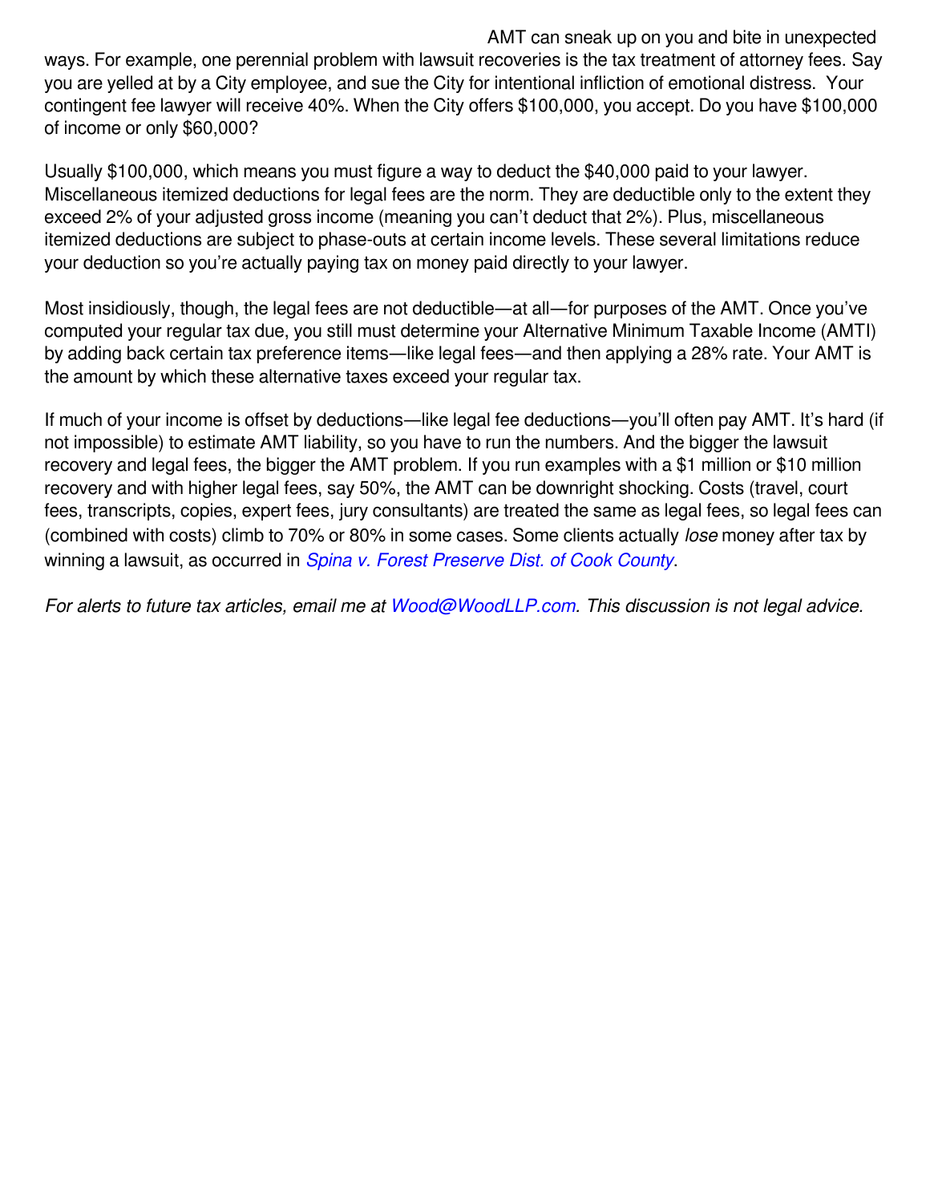AMT can sneak up on you and bite in unexpected ways. For example, one perennial problem with lawsuit recoveries is the tax treatment of attorney fees. Say you are yelled at by a City employee, and sue the City for intentional infliction of emotional distress. Your contingent fee lawyer will receive 40%. When the City offers $100,000, you accept. Do you have $100,000 of income or only $60,000?

Usually $100,000, which means you must figure a way to deduct the $40,000 paid to your lawyer. Miscellaneous itemized deductions for legal fees are the norm. They are deductible only to the extent they exceed 2% of your adjusted gross income (meaning you can't deduct that 2%). Plus, miscellaneous itemized deductions are subject to phase-outs at certain income levels. These several limitations reduce your deduction so you're actually paying tax on money paid directly to your lawyer.

Most insidiously, though, the legal fees are not deductible—at all—for purposes of the AMT. Once you've computed your regular tax due, you still must determine your Alternative Minimum Taxable Income (AMTI) by adding back certain tax preference items—like legal fees—and then applying a 28% rate. Your AMT is the amount by which these alternative taxes exceed your regular tax.

If much of your income is offset by deductions—like legal fee deductions—you'll often pay AMT. It's hard (if not impossible) to estimate AMT liability, so you have to run the numbers. And the bigger the lawsuit recovery and legal fees, the bigger the AMT problem. If you run examples with a $1 million or $10 million recovery and with higher legal fees, say 50%, the AMT can be downright shocking. Costs (travel, court fees, transcripts, copies, expert fees, jury consultants) are treated the same as legal fees, so legal fees can (combined with costs) climb to 70% or 80% in some cases. Some clients actually *lose* money after tax by winning a lawsuit, as occurred in *Spina v. Forest Preserve Dist. of Cook County*.

*For alerts to future tax articles, email me at Wood@WoodLLP.com. This discussion is not legal advice.*